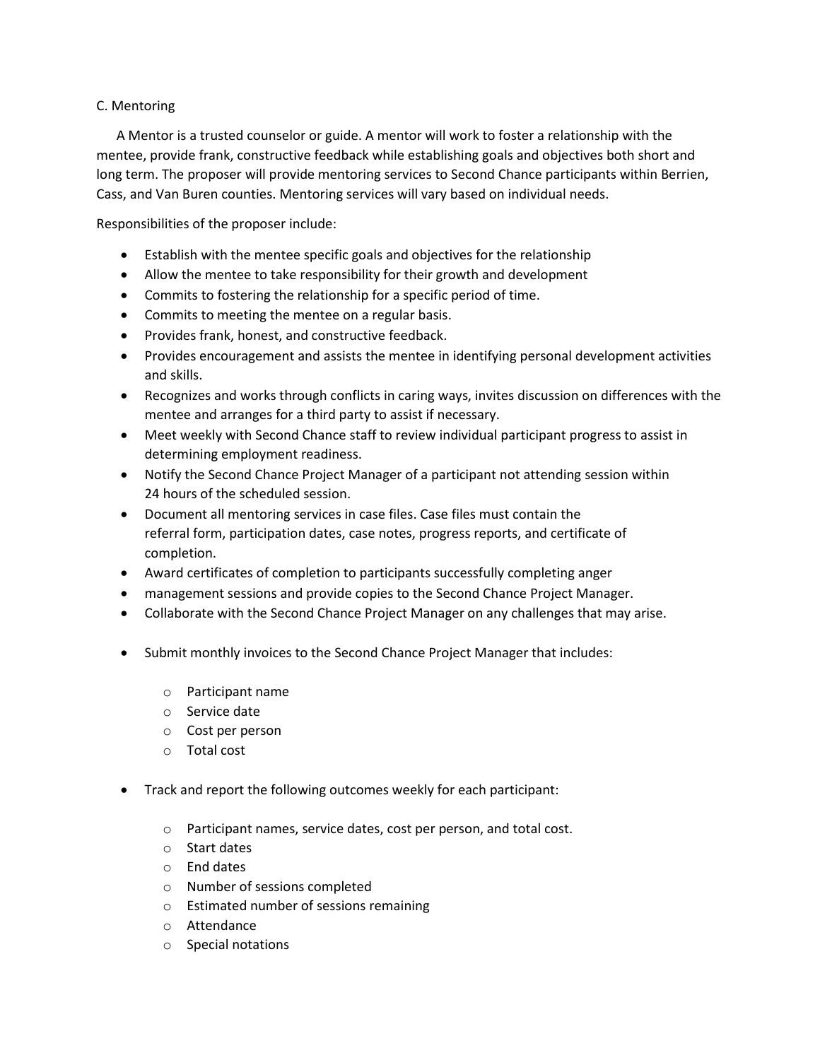## C. Mentoring

A Mentor is a trusted counselor or guide. A mentor will work to foster a relationship with the mentee, provide frank, constructive feedback while establishing goals and objectives both short and long term. The proposer will provide mentoring services to Second Chance participants within Berrien, Cass, and Van Buren counties. Mentoring services will vary based on individual needs.

Responsibilities of the proposer include:

- Establish with the mentee specific goals and objectives for the relationship
- Allow the mentee to take responsibility for their growth and development
- Commits to fostering the relationship for a specific period of time.
- Commits to meeting the mentee on a regular basis.
- Provides frank, honest, and constructive feedback.
- Provides encouragement and assists the mentee in identifying personal development activities and skills.
- Recognizes and works through conflicts in caring ways, invites discussion on differences with the mentee and arranges for a third party to assist if necessary.
- Meet weekly with Second Chance staff to review individual participant progress to assist in determining employment readiness.
- Notify the Second Chance Project Manager of a participant not attending session within 24 hours of the scheduled session.
- Document all mentoring services in case files. Case files must contain the referral form, participation dates, case notes, progress reports, and certificate of completion.
- Award certificates of completion to participants successfully completing anger
- management sessions and provide copies to the Second Chance Project Manager.
- Collaborate with the Second Chance Project Manager on any challenges that may arise.
- Submit monthly invoices to the Second Chance Project Manager that includes:
  - Participant name
  - Service date
  - Cost per person
  - Total cost
- Track and report the following outcomes weekly for each participant:
  - Participant names, service dates, cost per person, and total cost.
  - Start dates
  - End dates
  - Number of sessions completed
  - Estimated number of sessions remaining
  - Attendance
  - Special notations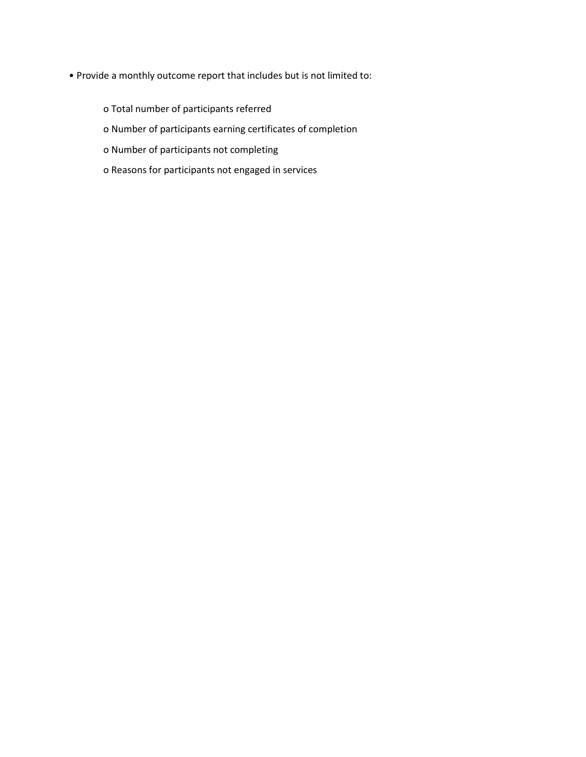- Provide a monthly outcome report that includes but is not limited to:
    - Total number of participants referred
    - Number of participants earning certificates of completion
    - Number of participants not completing
    - Reasons for participants not engaged in services